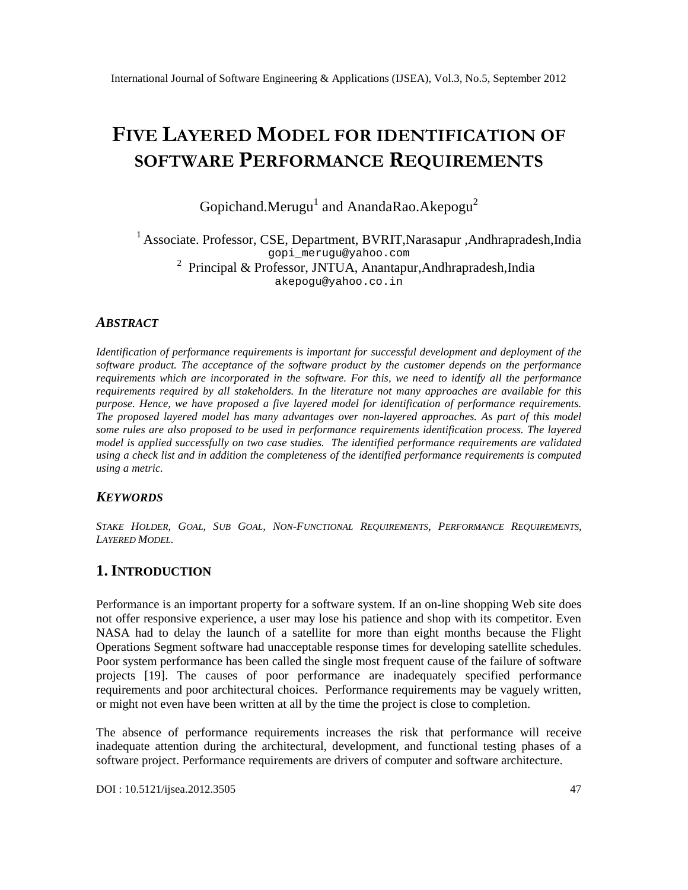# FIVE LAYERED MODEL FOR IDENTIFICATION OF SOFTWARE PERFORMANCE REQUIREMENTS

Gopichand.Merugu[1] and AnandaRao.Akepogu[2]

[1] Associate. Professor, CSE, Department, BVRIT,Narasapur ,Andhrapradesh,India
gopi_merugu@yahoo.com

[2] Principal & Professor, JNTUA, Anantapur,Andhrapradesh,India
akepogu@yahoo.co.in

### *ABSTRACT*

*Identification of performance requirements is important for successful development and deployment of the software product. The acceptance of the software product by the customer depends on the performance requirements which are incorporated in the software. For this, we need to identify all the performance requirements required by all stakeholders. In the literature not many approaches are available for this purpose. Hence, we have proposed a five layered model for identification of performance requirements. The proposed layered model has many advantages over non-layered approaches. As part of this model some rules are also proposed to be used in performance requirements identification process. The layered model is applied successfully on two case studies. The identified performance requirements are validated using a check list and in addition the completeness of the identified performance requirements is computed using a metric.*

### *KEYWORDS*

*STAKE HOLDER, GOAL, SUB GOAL, NON-FUNCTIONAL REQUIREMENTS, PERFORMANCE REQUIREMENTS, LAYERED MODEL.*

## 1. INTRODUCTION

Performance is an important property for a software system. If an on-line shopping Web site does not offer responsive experience, a user may lose his patience and shop with its competitor. Even NASA had to delay the launch of a satellite for more than eight months because the Flight Operations Segment software had unacceptable response times for developing satellite schedules. Poor system performance has been called the single most frequent cause of the failure of software projects [19]. The causes of poor performance are inadequately specified performance requirements and poor architectural choices. Performance requirements may be vaguely written, or might not even have been written at all by the time the project is close to completion.

The absence of performance requirements increases the risk that performance will receive inadequate attention during the architectural, development, and functional testing phases of a software project. Performance requirements are drivers of computer and software architecture.

DOI : 10.5121/ijsea.2012.3505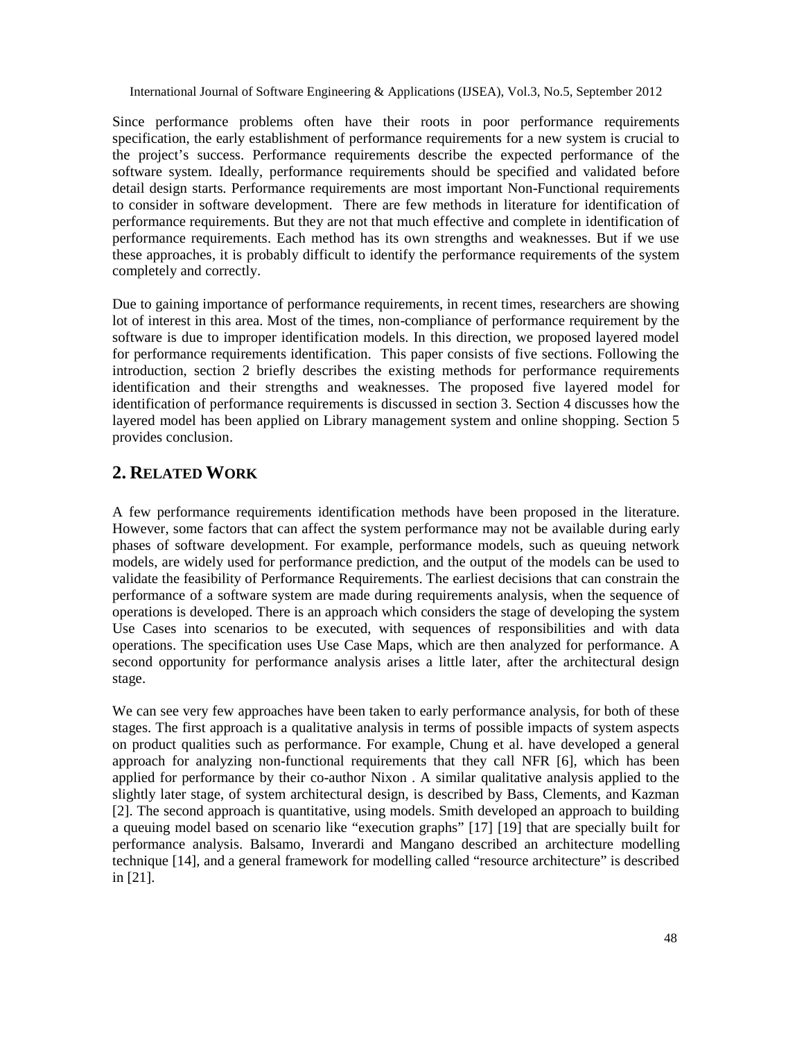Since performance problems often have their roots in poor performance requirements specification, the early establishment of performance requirements for a new system is crucial to the project's success. Performance requirements describe the expected performance of the software system. Ideally, performance requirements should be specified and validated before detail design starts. Performance requirements are most important Non-Functional requirements to consider in software development. There are few methods in literature for identification of performance requirements. But they are not that much effective and complete in identification of performance requirements. Each method has its own strengths and weaknesses. But if we use these approaches, it is probably difficult to identify the performance requirements of the system completely and correctly.

Due to gaining importance of performance requirements, in recent times, researchers are showing lot of interest in this area. Most of the times, non-compliance of performance requirement by the software is due to improper identification models. In this direction, we proposed layered model for performance requirements identification. This paper consists of five sections. Following the introduction, section 2 briefly describes the existing methods for performance requirements identification and their strengths and weaknesses. The proposed five layered model for identification of performance requirements is discussed in section 3. Section 4 discusses how the layered model has been applied on Library management system and online shopping. Section 5 provides conclusion.

## 2. RELATED WORK

A few performance requirements identification methods have been proposed in the literature. However, some factors that can affect the system performance may not be available during early phases of software development. For example, performance models, such as queuing network models, are widely used for performance prediction, and the output of the models can be used to validate the feasibility of Performance Requirements. The earliest decisions that can constrain the performance of a software system are made during requirements analysis, when the sequence of operations is developed. There is an approach which considers the stage of developing the system Use Cases into scenarios to be executed, with sequences of responsibilities and with data operations. The specification uses Use Case Maps, which are then analyzed for performance. A second opportunity for performance analysis arises a little later, after the architectural design stage.

We can see very few approaches have been taken to early performance analysis, for both of these stages. The first approach is a qualitative analysis in terms of possible impacts of system aspects on product qualities such as performance. For example, Chung et al. have developed a general approach for analyzing non-functional requirements that they call NFR [6], which has been applied for performance by their co-author Nixon . A similar qualitative analysis applied to the slightly later stage, of system architectural design, is described by Bass, Clements, and Kazman [2]. The second approach is quantitative, using models. Smith developed an approach to building a queuing model based on scenario like "execution graphs" [17] [19] that are specially built for performance analysis. Balsamo, Inverardi and Mangano described an architecture modelling technique [14], and a general framework for modelling called "resource architecture" is described in [21].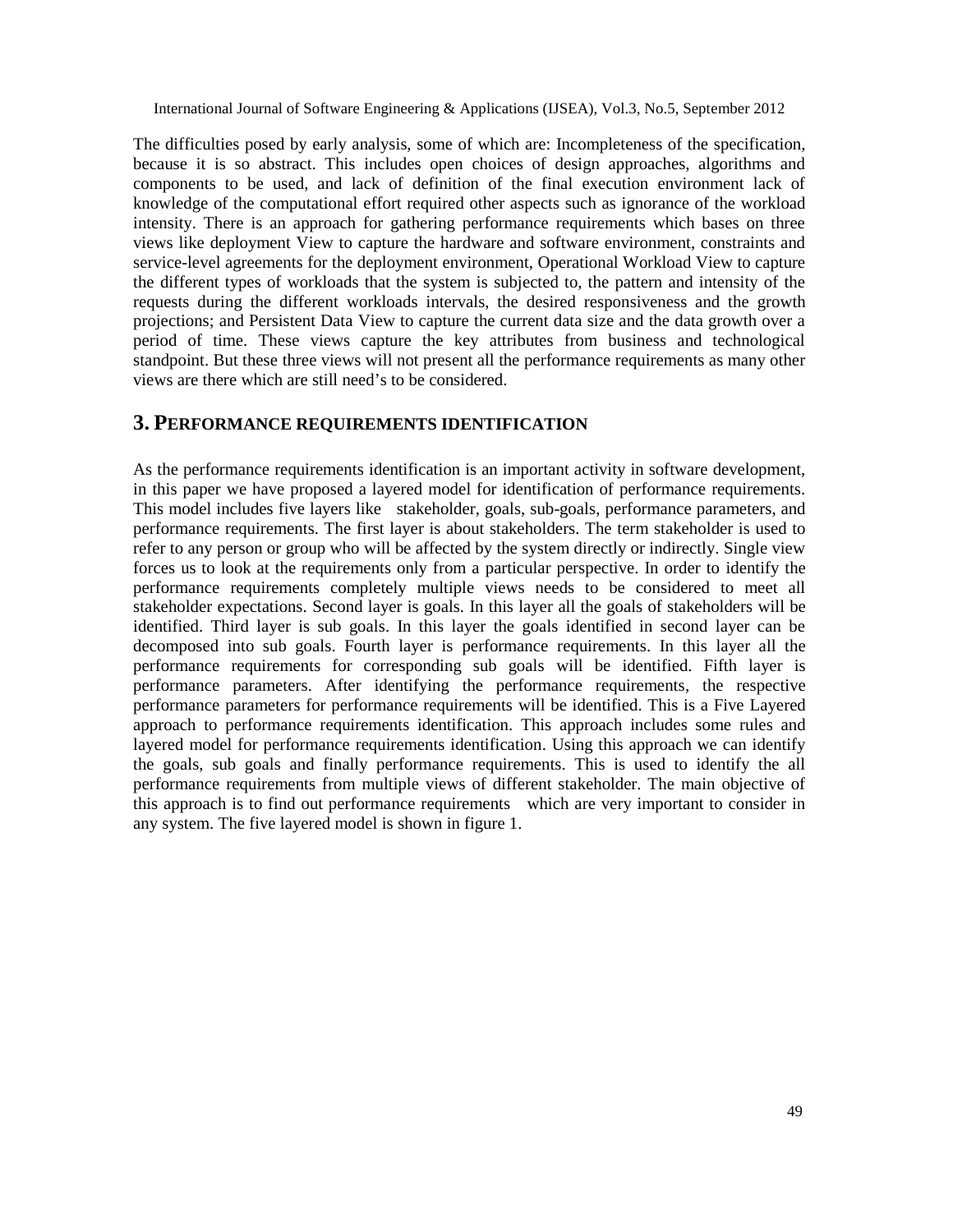The difficulties posed by early analysis, some of which are: Incompleteness of the specification, because it is so abstract. This includes open choices of design approaches, algorithms and components to be used, and lack of definition of the final execution environment lack of knowledge of the computational effort required other aspects such as ignorance of the workload intensity. There is an approach for gathering performance requirements which bases on three views like deployment View to capture the hardware and software environment, constraints and service-level agreements for the deployment environment, Operational Workload View to capture the different types of workloads that the system is subjected to, the pattern and intensity of the requests during the different workloads intervals, the desired responsiveness and the growth projections; and Persistent Data View to capture the current data size and the data growth over a period of time. These views capture the key attributes from business and technological standpoint. But these three views will not present all the performance requirements as many other views are there which are still need's to be considered.

## 3. PERFORMANCE REQUIREMENTS IDENTIFICATION

As the performance requirements identification is an important activity in software development, in this paper we have proposed a layered model for identification of performance requirements. This model includes five layers like stakeholder, goals, sub-goals, performance parameters, and performance requirements. The first layer is about stakeholders. The term stakeholder is used to refer to any person or group who will be affected by the system directly or indirectly. Single view forces us to look at the requirements only from a particular perspective. In order to identify the performance requirements completely multiple views needs to be considered to meet all stakeholder expectations. Second layer is goals. In this layer all the goals of stakeholders will be identified. Third layer is sub goals. In this layer the goals identified in second layer can be decomposed into sub goals. Fourth layer is performance requirements. In this layer all the performance requirements for corresponding sub goals will be identified. Fifth layer is performance parameters. After identifying the performance requirements, the respective performance parameters for performance requirements will be identified. This is a Five Layered approach to performance requirements identification. This approach includes some rules and layered model for performance requirements identification. Using this approach we can identify the goals, sub goals and finally performance requirements. This is used to identify the all performance requirements from multiple views of different stakeholder. The main objective of this approach is to find out performance requirements which are very important to consider in any system. The five layered model is shown in figure 1.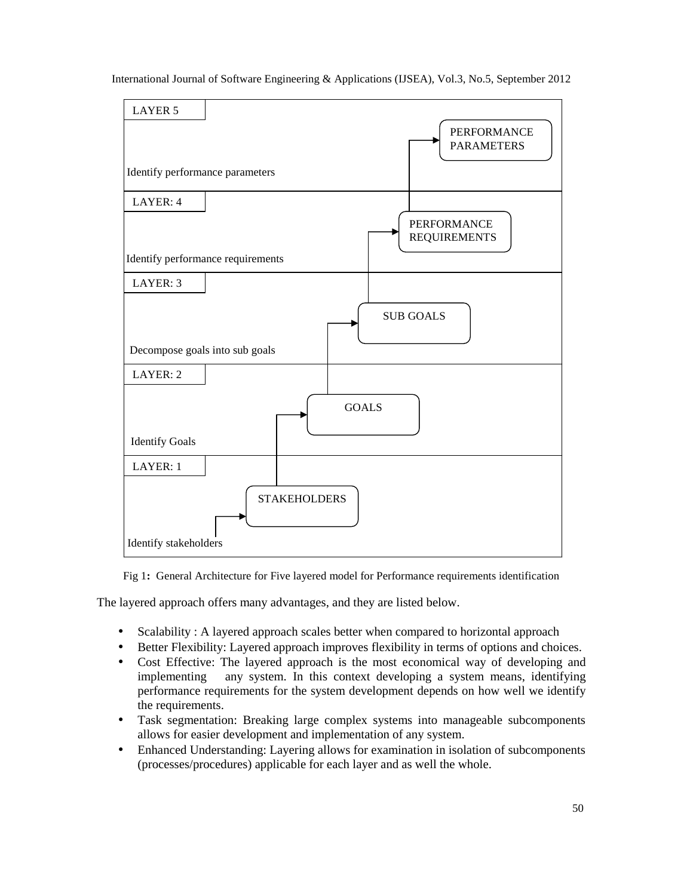| LAYER | Step | Output |
|---|---|---|
| LAYER 5 | Identify performance parameters | PERFORMANCE PARAMETERS |
| LAYER: 4 | Identify performance requirements | PERFORMANCE REQUIREMENTS |
| LAYER: 3 | Decompose goals into sub goals | SUB GOALS |
| LAYER: 2 | Identify Goals | GOALS |
| LAYER: 1 | Identify stakeholders | STAKEHOLDERS |

Fig 1**:** General Architecture for Five layered model for Performance requirements identification

The layered approach offers many advantages, and they are listed below.

- Scalability : A layered approach scales better when compared to horizontal approach
- Better Flexibility: Layered approach improves flexibility in terms of options and choices.
- Cost Effective: The layered approach is the most economical way of developing and implementing any system. In this context developing a system means, identifying performance requirements for the system development depends on how well we identify the requirements.
- Task segmentation: Breaking large complex systems into manageable subcomponents allows for easier development and implementation of any system.
- Enhanced Understanding: Layering allows for examination in isolation of subcomponents (processes/procedures) applicable for each layer and as well the whole.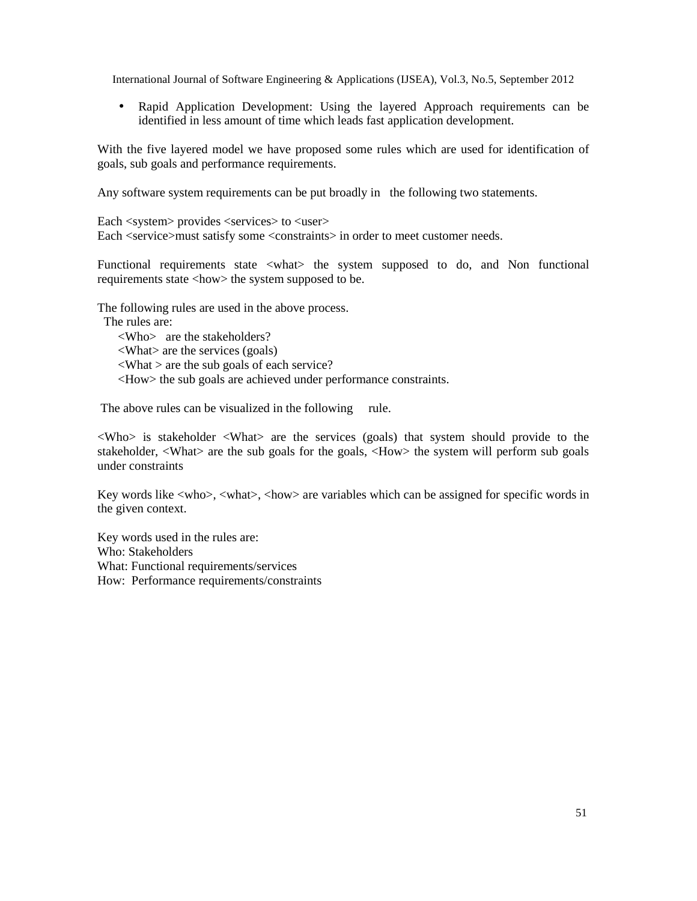- Rapid Application Development: Using the layered Approach requirements can be identified in less amount of time which leads fast application development.

With the five layered model we have proposed some rules which are used for identification of goals, sub goals and performance requirements.

Any software system requirements can be put broadly in the following two statements.

Each <system> provides <services> to <user>  
Each <service>must satisfy some <constraints> in order to meet customer needs.

Functional requirements state <what> the system supposed to do, and Non functional requirements state <how> the system supposed to be.

The following rules are used in the above process.  
The rules are:

<Who> are the stakeholders?  
<What> are the services (goals)  
<What > are the sub goals of each service?  
<How> the sub goals are achieved under performance constraints.

The above rules can be visualized in the following rule.

<Who> is stakeholder <What> are the services (goals) that system should provide to the stakeholder, <What> are the sub goals for the goals, <How> the system will perform sub goals under constraints

Key words like <who>, <what>, <how> are variables which can be assigned for specific words in the given context.

Key words used in the rules are:  
Who: Stakeholders  
What: Functional requirements/services  
How: Performance requirements/constraints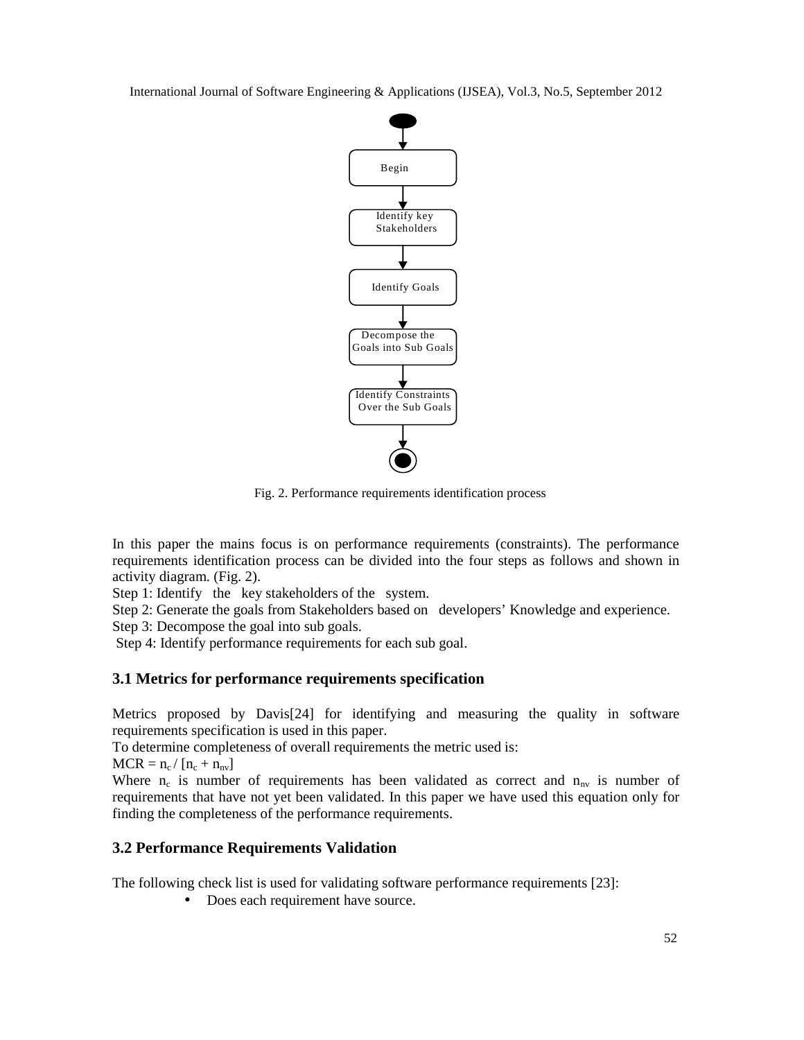Fig. 2. Performance requirements identification process

In this paper the mains focus is on performance requirements (constraints). The performance requirements identification process can be divided into the four steps as follows and shown in activity diagram. (Fig. 2).

Step 1: Identify the key stakeholders of the system.

Step 2: Generate the goals from Stakeholders based on developers' Knowledge and experience.

Step 3: Decompose the goal into sub goals.

Step 4: Identify performance requirements for each sub goal.

### 3.1 Metrics for performance requirements specification

Metrics proposed by Davis[24] for identifying and measuring the quality in software requirements specification is used in this paper.

To determine completeness of overall requirements the metric used is:

$MCR = n_c / [n_c + n_{nv}]$

Where $n_c$ is number of requirements has been validated as correct and $n_{nv}$ is number of requirements that have not yet been validated. In this paper we have used this equation only for finding the completeness of the performance requirements.

### 3.2 Performance Requirements Validation

The following check list is used for validating software performance requirements [23]:

- Does each requirement have source.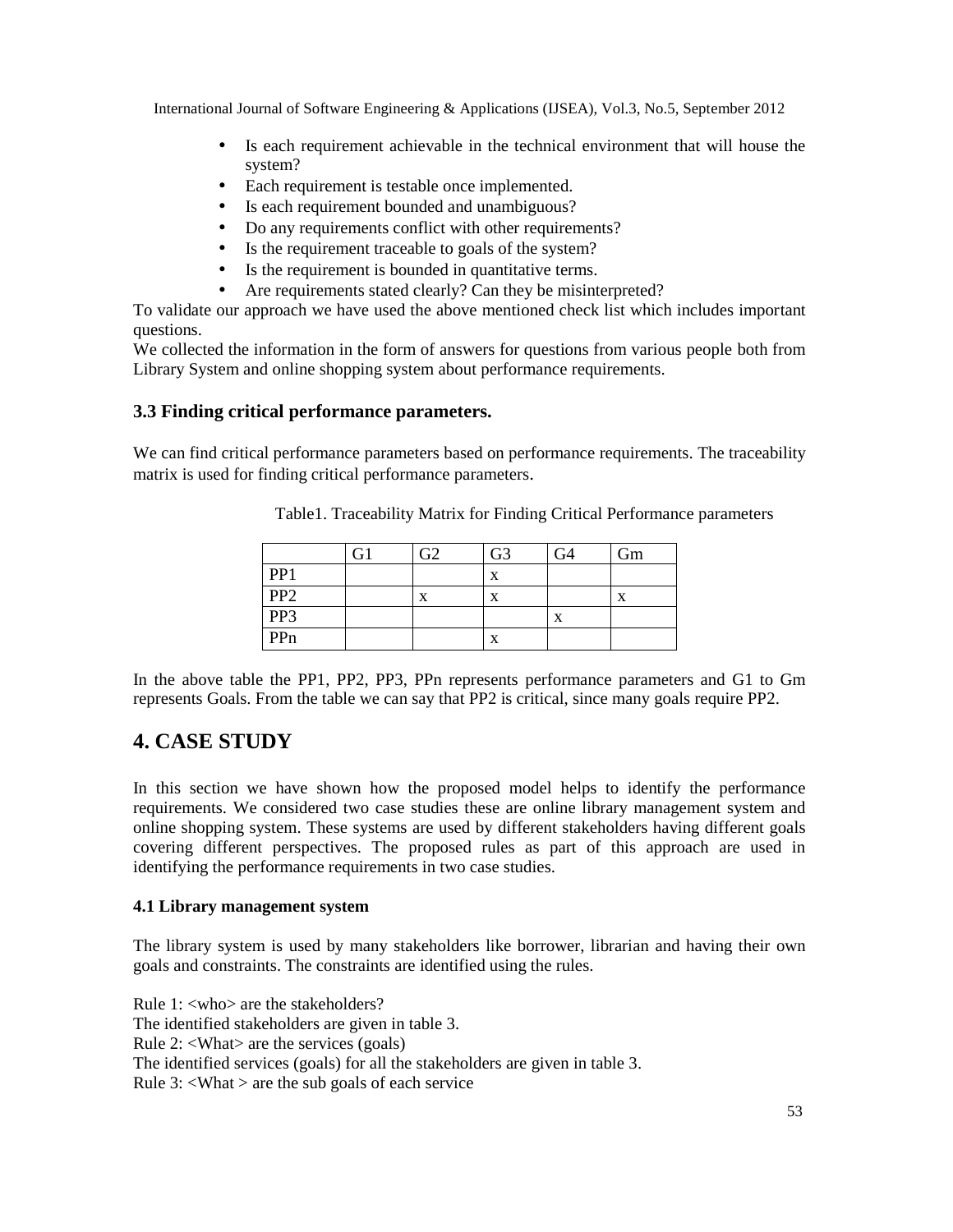- Is each requirement achievable in the technical environment that will house the system?
- Each requirement is testable once implemented.
- Is each requirement bounded and unambiguous?
- Do any requirements conflict with other requirements?
- Is the requirement traceable to goals of the system?
- Is the requirement is bounded in quantitative terms.
- Are requirements stated clearly? Can they be misinterpreted?

To validate our approach we have used the above mentioned check list which includes important questions.

We collected the information in the form of answers for questions from various people both from Library System and online shopping system about performance requirements.

### 3.3 Finding critical performance parameters.

We can find critical performance parameters based on performance requirements. The traceability matrix is used for finding critical performance parameters.

Table1. Traceability Matrix for Finding Critical Performance parameters

| | G1 | G2 | G3 | G4 | Gm |
|---|---|---|---|---|---|
| PP1 | | | x | | |
| PP2 | | x | x | | x |
| PP3 | | | | x | |
| PPn | | | x | | |

In the above table the PP1, PP2, PP3, PPn represents performance parameters and G1 to Gm represents Goals. From the table we can say that PP2 is critical, since many goals require PP2.

## 4. CASE STUDY

In this section we have shown how the proposed model helps to identify the performance requirements. We considered two case studies these are online library management system and online shopping system. These systems are used by different stakeholders having different goals covering different perspectives. The proposed rules as part of this approach are used in identifying the performance requirements in two case studies.

#### 4.1 Library management system

The library system is used by many stakeholders like borrower, librarian and having their own goals and constraints. The constraints are identified using the rules.

Rule 1: <who> are the stakeholders?
The identified stakeholders are given in table 3.
Rule 2: <What> are the services (goals)
The identified services (goals) for all the stakeholders are given in table 3.
Rule 3: <What > are the sub goals of each service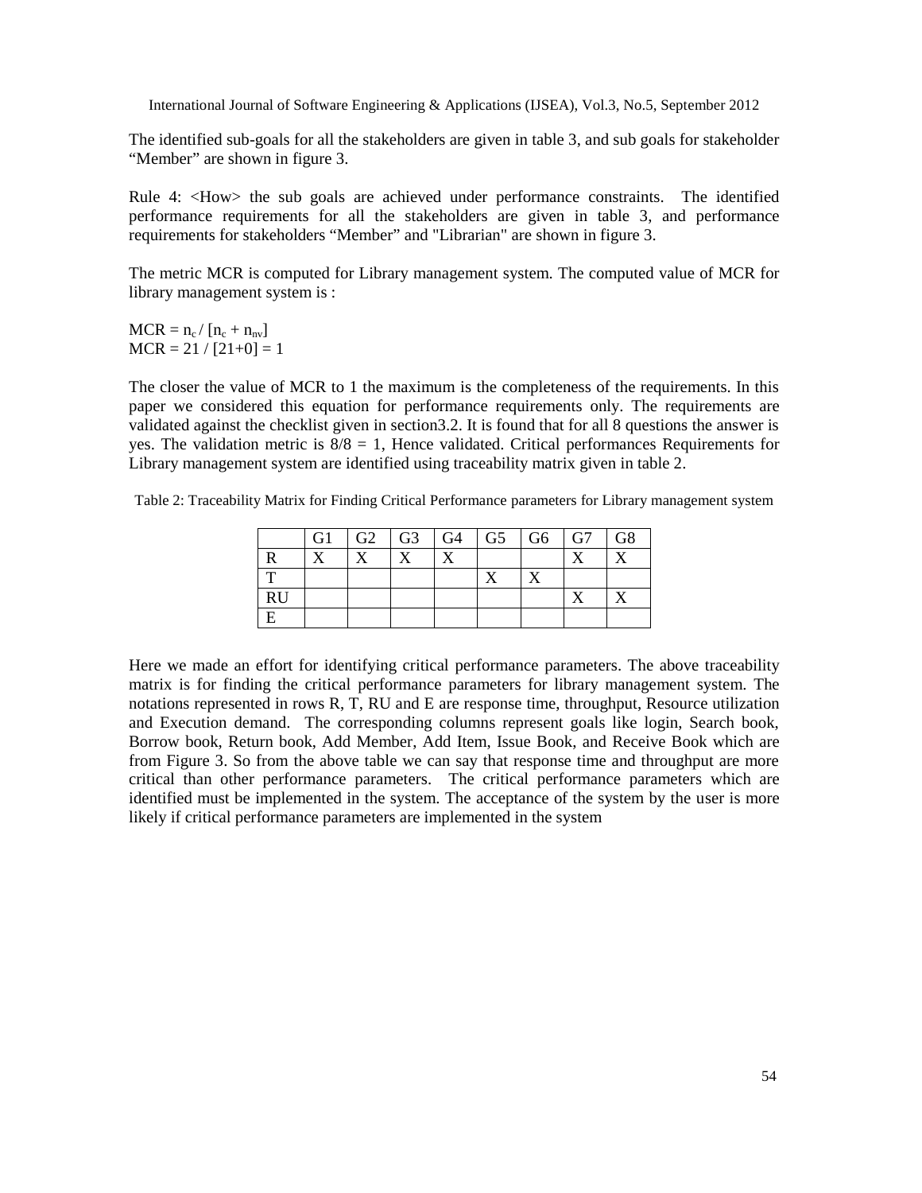The identified sub-goals for all the stakeholders are given in table 3, and sub goals for stakeholder "Member" are shown in figure 3.

Rule 4: <How> the sub goals are achieved under performance constraints. The identified performance requirements for all the stakeholders are given in table 3, and performance requirements for stakeholders "Member" and "Librarian" are shown in figure 3.

The metric MCR is computed for Library management system. The computed value of MCR for library management system is :

$MCR = n_c / [n_c + n_{nv}]$
$MCR = 21 / [21+0] = 1$

The closer the value of MCR to 1 the maximum is the completeness of the requirements. In this paper we considered this equation for performance requirements only. The requirements are validated against the checklist given in section3.2. It is found that for all 8 questions the answer is yes. The validation metric is $8/8 = 1$, Hence validated. Critical performances Requirements for Library management system are identified using traceability matrix given in table 2.

Table 2: Traceability Matrix for Finding Critical Performance parameters for Library management system

| | G1 | G2 | G3 | G4 | G5 | G6 | G7 | G8 |
|---|---|---|---|---|---|---|---|---|
| R | X | X | X | X | | | X | X |
| T | | | | | X | X | | |
| RU | | | | | | | X | X |
| E | | | | | | | | |

Here we made an effort for identifying critical performance parameters. The above traceability matrix is for finding the critical performance parameters for library management system. The notations represented in rows R, T, RU and E are response time, throughput, Resource utilization and Execution demand. The corresponding columns represent goals like login, Search book, Borrow book, Return book, Add Member, Add Item, Issue Book, and Receive Book which are from Figure 3. So from the above table we can say that response time and throughput are more critical than other performance parameters. The critical performance parameters which are identified must be implemented in the system. The acceptance of the system by the user is more likely if critical performance parameters are implemented in the system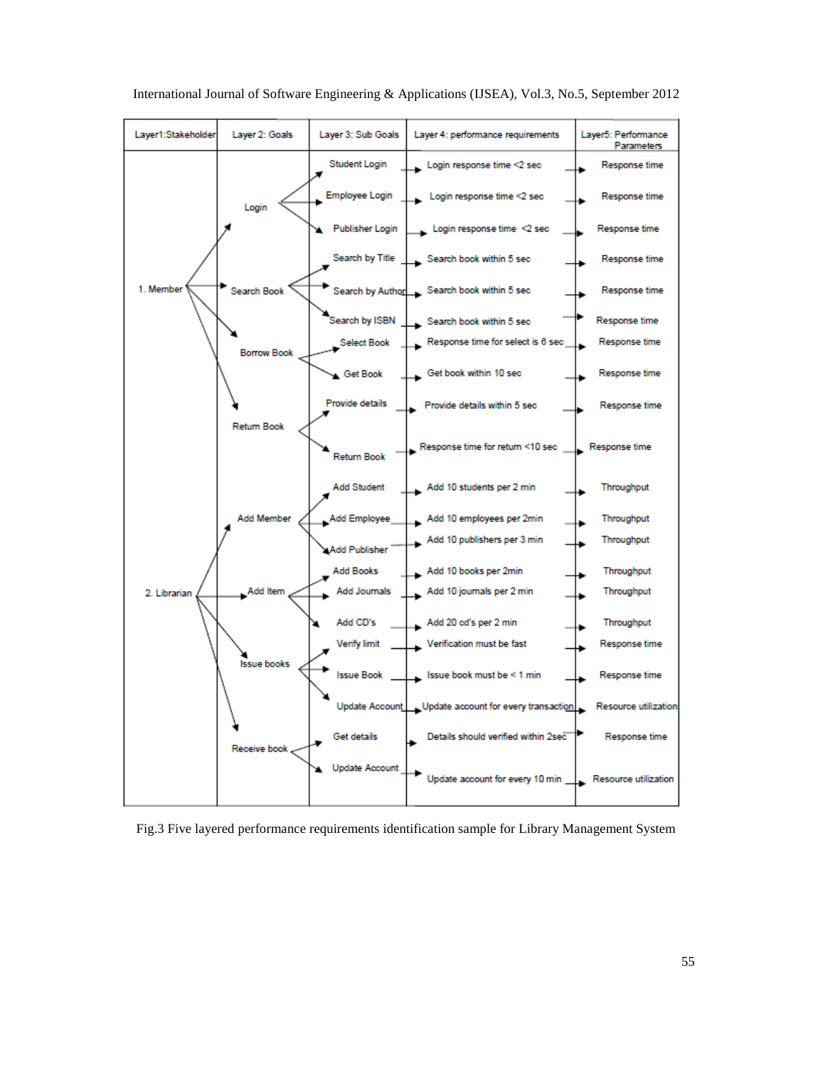| Layer1:Stakeholder | Layer 2: Goals | Layer 3: Sub Goals | Layer 4: performance requirements | Layer5: Performance Parameters |
|---|---|---|---|---|
| 1. Member | Login | Student Login | Login response time <2 sec | Response time |
| | | Employee Login | Login response time <2 sec | Response time |
| | | Publisher Login | Login response time <2 sec | Response time |
| | Search Book | Search by Title | Search book within 5 sec | Response time |
| | | Search by Author | Search book within 5 sec | Response time |
| | | Search by ISBN | Search book within 5 sec | Response time |
| | Borrow Book | Select Book | Response time for select is 6 sec | Response time |
| | | Get Book | Get book within 10 sec | Response time |
| | Return Book | Provide details | Provide details within 5 sec | Response time |
| | | Return Book | Response time for return <10 sec | Response time |
| 2. Librarian | Add Member | Add Student | Add 10 students per 2 min | Throughput |
| | | Add Employee | Add 10 employees per 2min | Throughput |
| | | Add Publisher | Add 10 publishers per 3 min | Throughput |
| | Add Item | Add Books | Add 10 books per 2min | Throughput |
| | | Add Journals | Add 10 journals per 2 min | Throughput |
| | | Add CD's | Add 20 cd's per 2 min | Throughput |
| | Issue books | Verify limit | Verification must be fast | Response time |
| | | Issue Book | Issue book must be < 1 min | Response time |
| | | Update Account | Update account for every transaction | Resource utilization |
| | Receive book | Get details | Details should verified within 2sec | Response time |
| | | Update Account | Update account for every 10 min | Resource utilization |

Fig.3 Five layered performance requirements identification sample for Library Management System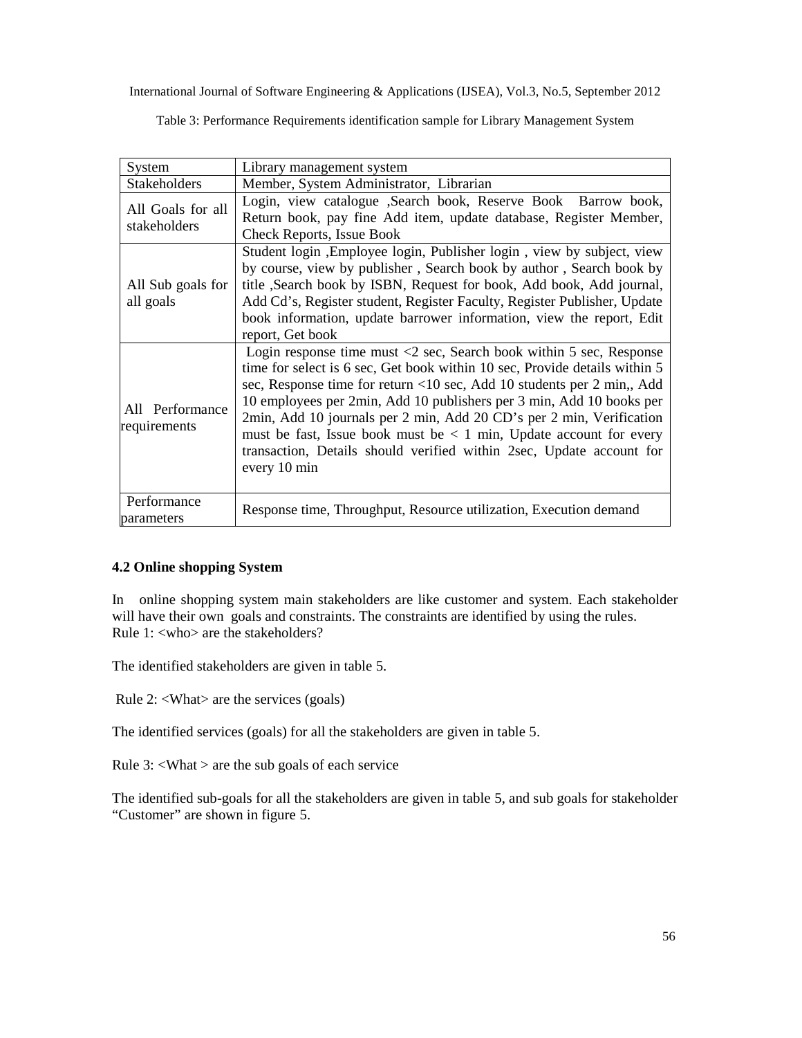Table 3: Performance Requirements identification sample for Library Management System

| System | Library management system |
|---|---|
| Stakeholders | Member, System Administrator, Librarian |
| All Goals for all stakeholders | Login, view catalogue ,Search book, Reserve Book Barrow book, Return book, pay fine Add item, update database, Register Member, Check Reports, Issue Book |
| All Sub goals for all goals | Student login ,Employee login, Publisher login , view by subject, view by course, view by publisher , Search book by author , Search book by title ,Search book by ISBN, Request for book, Add book, Add journal, Add Cd's, Register student, Register Faculty, Register Publisher, Update book information, update barrower information, view the report, Edit report, Get book |
| All Performance requirements | Login response time must <2 sec, Search book within 5 sec, Response time for select is 6 sec, Get book within 10 sec, Provide details within 5 sec, Response time for return <10 sec, Add 10 students per 2 min,, Add 10 employees per 2min, Add 10 publishers per 3 min, Add 10 books per 2min, Add 10 journals per 2 min, Add 20 CD's per 2 min, Verification must be fast, Issue book must be < 1 min, Update account for every transaction, Details should verified within 2sec, Update account for every 10 min |
| Performance parameters | Response time, Throughput, Resource utilization, Execution demand |

### 4.2 Online shopping System

In online shopping system main stakeholders are like customer and system. Each stakeholder will have their own goals and constraints. The constraints are identified by using the rules.
Rule 1: <who> are the stakeholders?

The identified stakeholders are given in table 5.

Rule 2: <What> are the services (goals)

The identified services (goals) for all the stakeholders are given in table 5.

Rule 3: <What > are the sub goals of each service

The identified sub-goals for all the stakeholders are given in table 5, and sub goals for stakeholder "Customer" are shown in figure 5.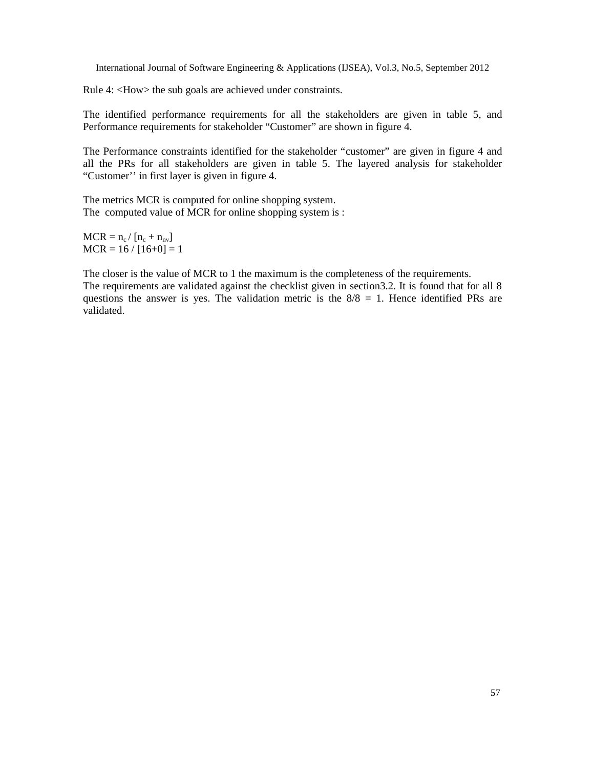Rule 4: <How> the sub goals are achieved under constraints.

The identified performance requirements for all the stakeholders are given in table 5, and Performance requirements for stakeholder "Customer" are shown in figure 4.

The Performance constraints identified for the stakeholder "customer" are given in figure 4 and all the PRs for all stakeholders are given in table 5. The layered analysis for stakeholder "Customer'' in first layer is given in figure 4.

The metrics MCR is computed for online shopping system.
The computed value of MCR for online shopping system is :

$MCR = n_c / [n_c + n_{nv}]$
$MCR = 16 / [16+0] = 1$

The closer is the value of MCR to 1 the maximum is the completeness of the requirements.
The requirements are validated against the checklist given in section3.2. It is found that for all 8 questions the answer is yes. The validation metric is the 8/8 = 1. Hence identified PRs are validated.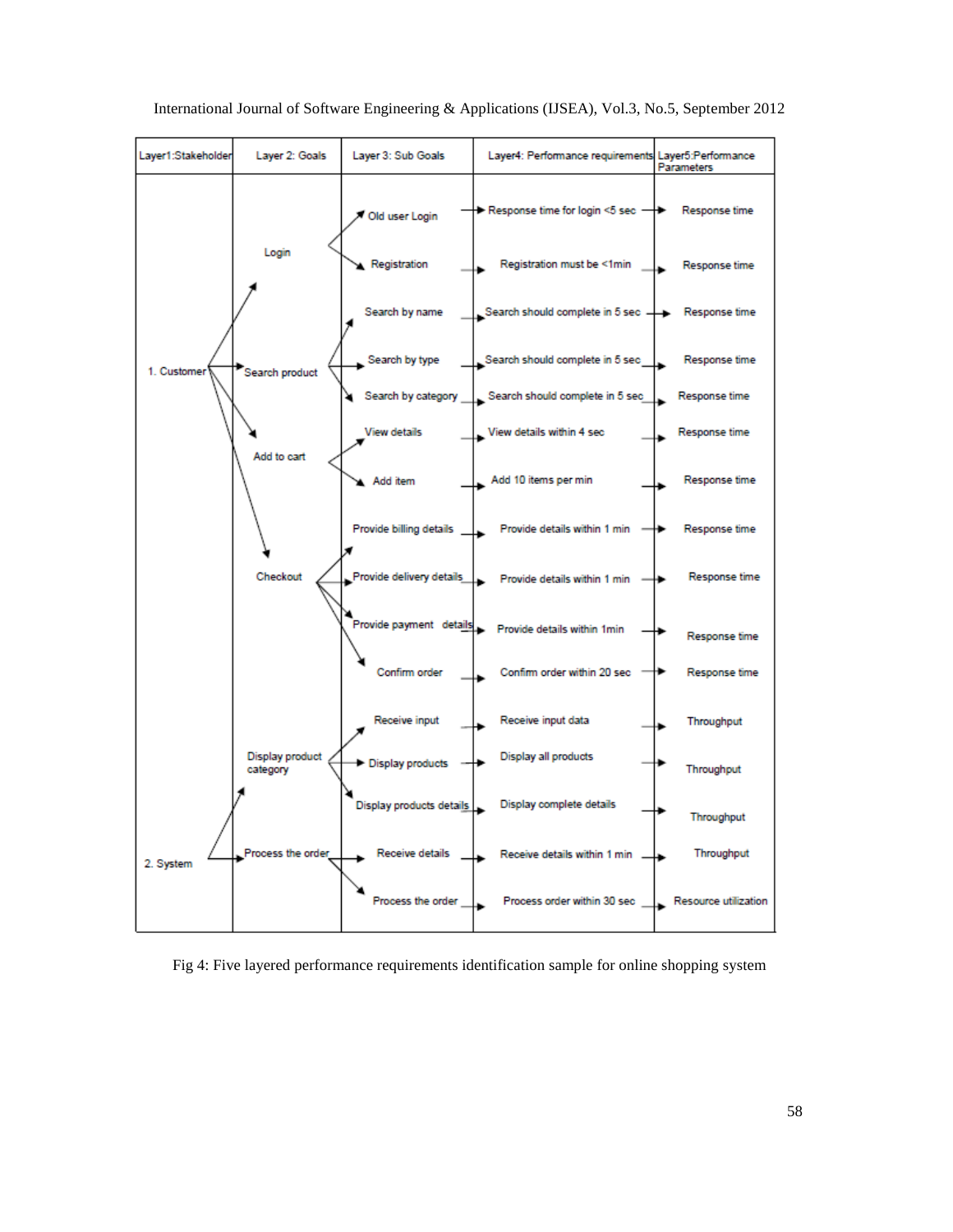| Layer1:Stakeholder | Layer 2: Goals | Layer 3: Sub Goals | Layer4: Performance requirements | Layer5:Performance Parameters |
|---|---|---|---|---|
| 1. Customer | Login | Old user Login | Response time for login <5 sec | Response time |
| | | Registration | Registration must be <1min | Response time |
| | Search product | Search by name | Search should complete in 5 sec | Response time |
| | | Search by type | Search should complete in 5 sec | Response time |
| | | Search by category | Search should complete in 5 sec | Response time |
| | Add to cart | View details | View details within 4 sec | Response time |
| | | Add item | Add 10 items per min | Response time |
| | Checkout | Provide billing details | Provide details within 1 min | Response time |
| | | Provide delivery details | Provide details within 1 min | Response time |
| | | Provide payment details | Provide details within 1min | Response time |
| | | Confirm order | Confirm order within 20 sec | Response time |
| 2. System | Display product category | Receive input | Receive input data | Throughput |
| | | Display products | Display all products | Throughput |
| | | Display products details | Display complete details | Throughput |
| | Process the order | Receive details | Receive details within 1 min | Throughput |
| | | Process the order | Process order within 30 sec | Resource utilization |

Fig 4: Five layered performance requirements identification sample for online shopping system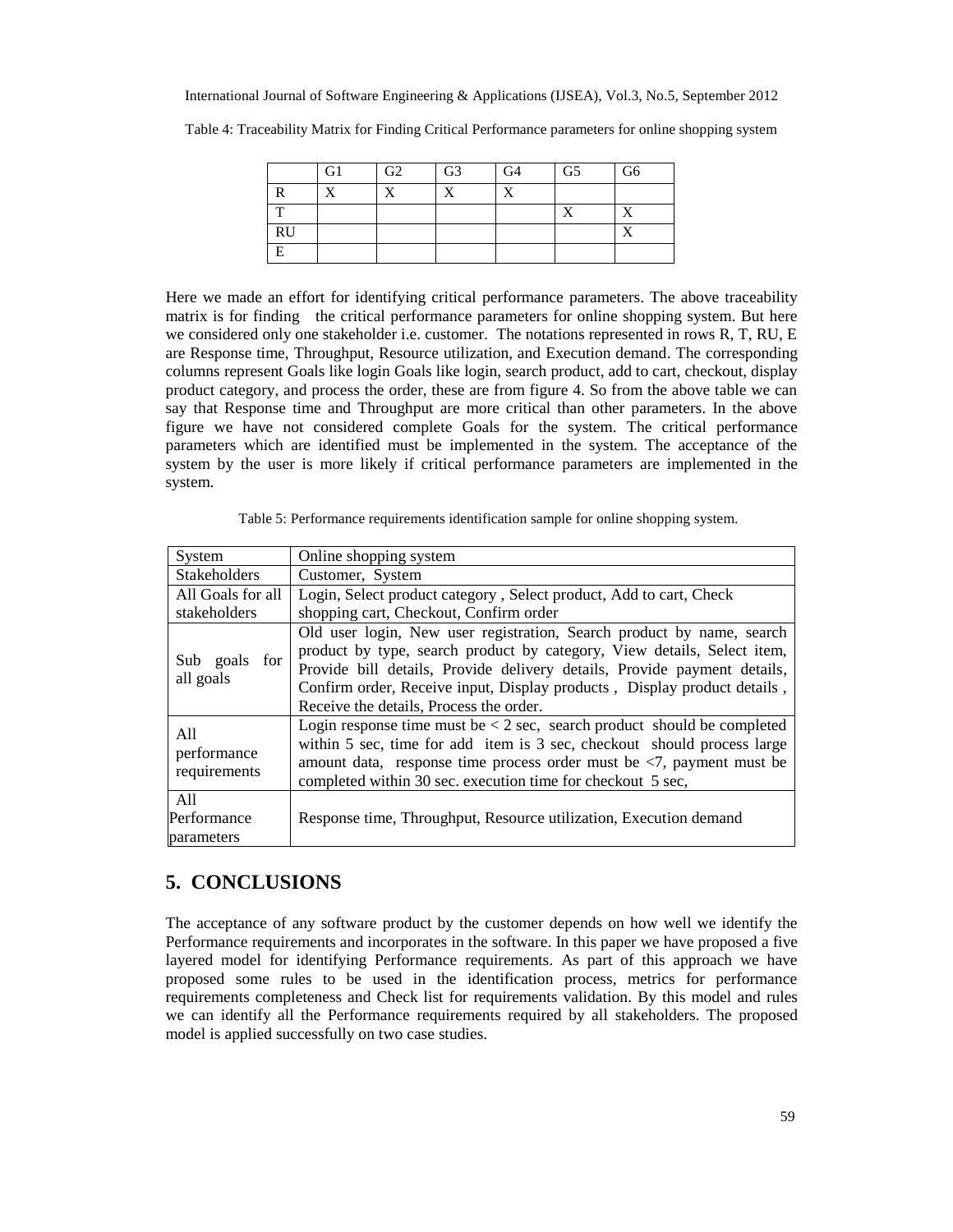Table 4: Traceability Matrix for Finding Critical Performance parameters for online shopping system

| | G1 | G2 | G3 | G4 | G5 | G6 |
|---|---|---|---|---|---|---|
| R | X | X | X | X | | |
| T | | | | | X | X |
| RU | | | | | | X |
| E | | | | | | |

Here we made an effort for identifying critical performance parameters. The above traceability matrix is for finding the critical performance parameters for online shopping system. But here we considered only one stakeholder i.e. customer. The notations represented in rows R, T, RU, E are Response time, Throughput, Resource utilization, and Execution demand. The corresponding columns represent Goals like login Goals like login, search product, add to cart, checkout, display product category, and process the order, these are from figure 4. So from the above table we can say that Response time and Throughput are more critical than other parameters. In the above figure we have not considered complete Goals for the system. The critical performance parameters which are identified must be implemented in the system. The acceptance of the system by the user is more likely if critical performance parameters are implemented in the system.

Table 5: Performance requirements identification sample for online shopping system.

| System | Online shopping system |
|---|---|
| Stakeholders | Customer, System |
| All Goals for all stakeholders | Login, Select product category , Select product, Add to cart, Check shopping cart, Checkout, Confirm order |
| Sub goals for all goals | Old user login, New user registration, Search product by name, search product by type, search product by category, View details, Select item, Provide bill details, Provide delivery details, Provide payment details, Confirm order, Receive input, Display products , Display product details , Receive the details, Process the order. |
| All performance requirements | Login response time must be < 2 sec, search product should be completed within 5 sec, time for add item is 3 sec, checkout should process large amount data, response time process order must be <7, payment must be completed within 30 sec. execution time for checkout 5 sec, |
| All Performance parameters | Response time, Throughput, Resource utilization, Execution demand |

## 5. CONCLUSIONS

The acceptance of any software product by the customer depends on how well we identify the Performance requirements and incorporates in the software. In this paper we have proposed a five layered model for identifying Performance requirements. As part of this approach we have proposed some rules to be used in the identification process, metrics for performance requirements completeness and Check list for requirements validation. By this model and rules we can identify all the Performance requirements required by all stakeholders. The proposed model is applied successfully on two case studies.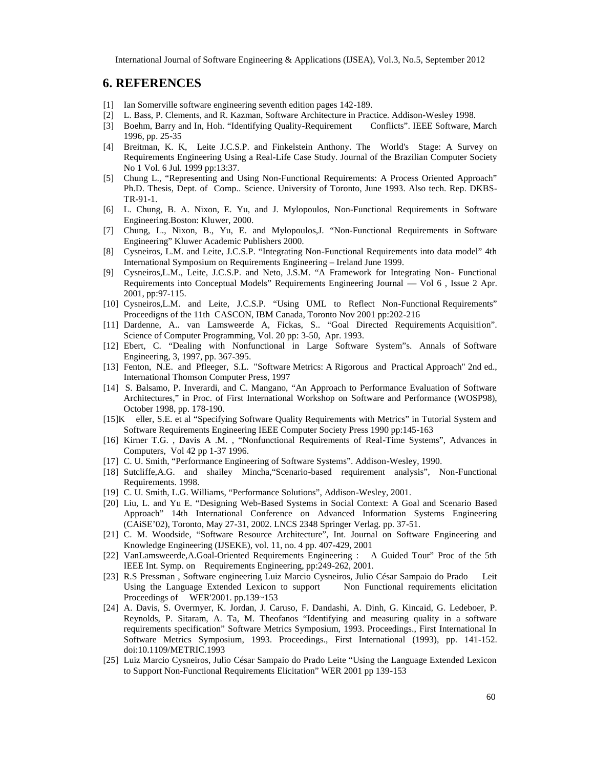## 6. REFERENCES

[1] Ian Somerville software engineering seventh edition pages 142-189.

[2] L. Bass, P. Clements, and R. Kazman, Software Architecture in Practice. Addison-Wesley 1998.

[3] Boehm, Barry and In, Hoh. "Identifying Quality-Requirement Conflicts". IEEE Software, March 1996, pp. 25-35

[4] Breitman, K. K, Leite J.C.S.P. and Finkelstein Anthony. The World's Stage: A Survey on Requirements Engineering Using a Real-Life Case Study. Journal of the Brazilian Computer Society No 1 Vol. 6 Jul. 1999 pp:13:37.

[5] Chung L., "Representing and Using Non-Functional Requirements: A Process Oriented Approach" Ph.D. Thesis, Dept. of Comp.. Science. University of Toronto, June 1993. Also tech. Rep. DKBS-TR-91-1.

[6] L. Chung, B. A. Nixon, E. Yu, and J. Mylopoulos, Non-Functional Requirements in Software Engineering.Boston: Kluwer, 2000.

[7] Chung, L., Nixon, B., Yu, E. and Mylopoulos,J. "Non-Functional Requirements in Software Engineering" Kluwer Academic Publishers 2000.

[8] Cysneiros, L.M. and Leite, J.C.S.P. "Integrating Non-Functional Requirements into data model" 4th International Symposium on Requirements Engineering – Ireland June 1999.

[9] Cysneiros,L.M., Leite, J.C.S.P. and Neto, J.S.M. "A Framework for Integrating Non- Functional Requirements into Conceptual Models" Requirements Engineering Journal — Vol 6 , Issue 2 Apr. 2001, pp:97-115.

[10] Cysneiros,L.M. and Leite, J.C.S.P. "Using UML to Reflect Non-Functional Requirements" Proceedigns of the 11th CASCON, IBM Canada, Toronto Nov 2001 pp:202-216

[11] Dardenne, A.. van Lamsweerde A, Fickas, S.. "Goal Directed Requirements Acquisition". Science of Computer Programming, Vol. 20 pp: 3-50, Apr. 1993.

[12] Ebert, C. "Dealing with Nonfunctional in Large Software System"s. Annals of Software Engineering, 3, 1997, pp. 367-395.

[13] Fenton, N.E. and Pfleeger, S.L. "Software Metrics: A Rigorous and Practical Approach" 2nd ed., International Thomson Computer Press, 1997

[14] S. Balsamo, P. Inverardi, and C. Mangano, "An Approach to Performance Evaluation of Software Architectures," in Proc. of First International Workshop on Software and Performance (WOSP98), October 1998, pp. 178-190.

[15]K eller, S.E. et al "Specifying Software Quality Requirements with Metrics" in Tutorial System and Software Requirements Engineering IEEE Computer Society Press 1990 pp:145-163

[16] Kirner T.G. , Davis A .M. , "Nonfunctional Requirements of Real-Time Systems", Advances in Computers, Vol 42 pp 1-37 1996.

[17] C. U. Smith, "Performance Engineering of Software Systems". Addison-Wesley, 1990.

[18] Sutcliffe,A.G. and shailey Mincha,"Scenario-based requirement analysis", Non-Functional Requirements. 1998.

[19] C. U. Smith, L.G. Williams, "Performance Solutions", Addison-Wesley, 2001.

[20] Liu, L. and Yu E. "Designing Web-Based Systems in Social Context: A Goal and Scenario Based Approach" 14th International Conference on Advanced Information Systems Engineering (CAiSE'02), Toronto, May 27-31, 2002. LNCS 2348 Springer Verlag. pp. 37-51.

[21] C. M. Woodside, "Software Resource Architecture", Int. Journal on Software Engineering and Knowledge Engineering (IJSEKE), vol. 11, no. 4 pp. 407-429, 2001

[22] VanLamsweerde,A.Goal-Oriented Requirements Engineering : A Guided Tour" Proc of the 5th IEEE Int. Symp. on Requirements Engineering, pp:249-262, 2001.

[23] R.S Pressman , Software engineering Luiz Marcio Cysneiros, Julio César Sampaio do Prado Leit Using the Language Extended Lexicon to support Non Functional requirements elicitation Proceedings of WER'2001. pp.139~153

[24] A. Davis, S. Overmyer, K. Jordan, J. Caruso, F. Dandashi, A. Dinh, G. Kincaid, G. Ledeboer, P. Reynolds, P. Sitaram, A. Ta, M. Theofanos "Identifying and measuring quality in a software requirements specification" Software Metrics Symposium, 1993. Proceedings., First International In Software Metrics Symposium, 1993. Proceedings., First International (1993), pp. 141-152. doi:10.1109/METRIC.1993

[25] Luiz Marcio Cysneiros, Julio César Sampaio do Prado Leite "Using the Language Extended Lexicon to Support Non-Functional Requirements Elicitation" WER 2001 pp 139-153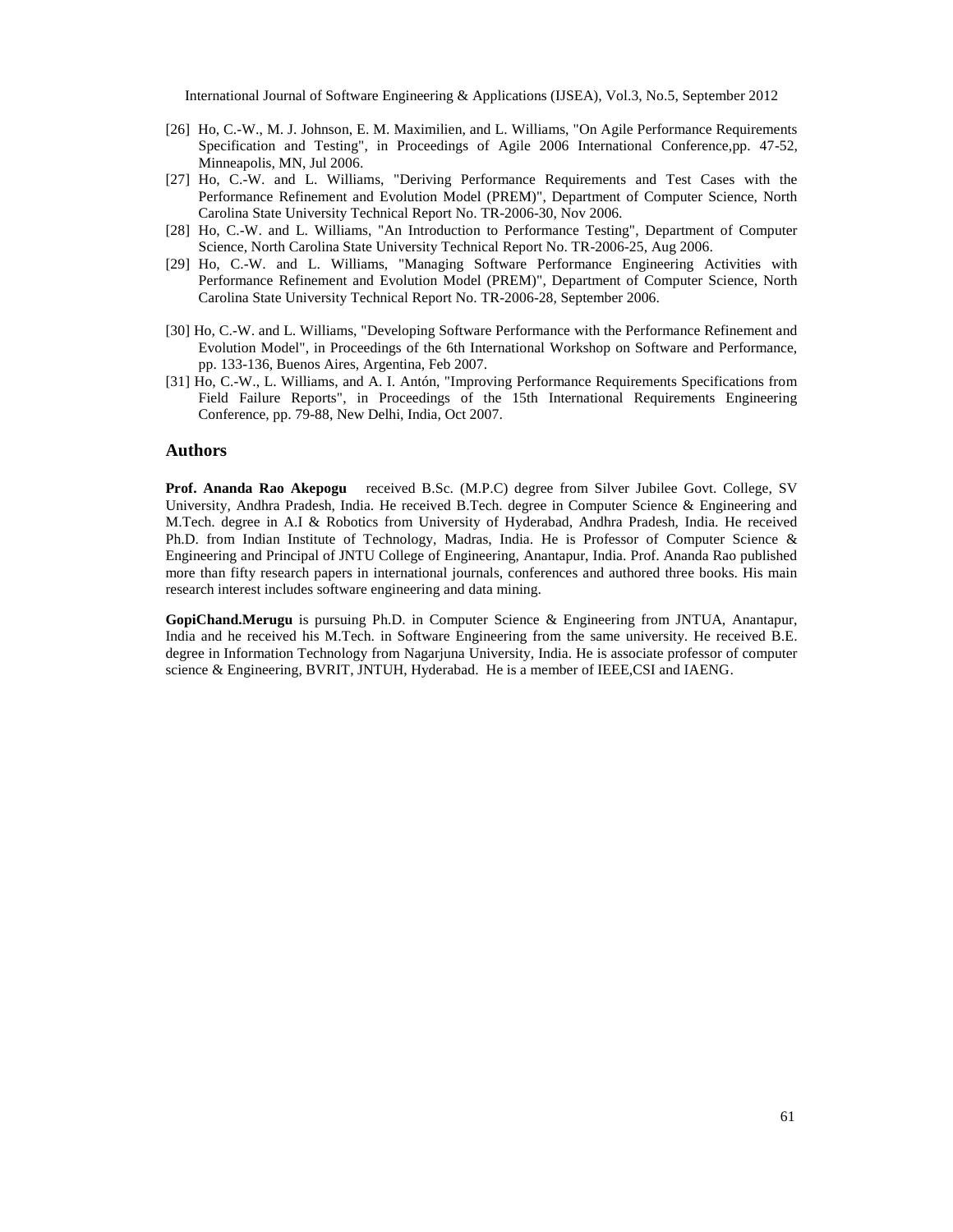[26] Ho, C.-W., M. J. Johnson, E. M. Maximilien, and L. Williams, "On Agile Performance Requirements Specification and Testing", in Proceedings of Agile 2006 International Conference,pp. 47-52, Minneapolis, MN, Jul 2006.

[27] Ho, C.-W. and L. Williams, "Deriving Performance Requirements and Test Cases with the Performance Refinement and Evolution Model (PREM)", Department of Computer Science, North Carolina State University Technical Report No. TR-2006-30, Nov 2006.

[28] Ho, C.-W. and L. Williams, "An Introduction to Performance Testing", Department of Computer Science, North Carolina State University Technical Report No. TR-2006-25, Aug 2006.

[29] Ho, C.-W. and L. Williams, "Managing Software Performance Engineering Activities with Performance Refinement and Evolution Model (PREM)", Department of Computer Science, North Carolina State University Technical Report No. TR-2006-28, September 2006.

[30] Ho, C.-W. and L. Williams, "Developing Software Performance with the Performance Refinement and Evolution Model", in Proceedings of the 6th International Workshop on Software and Performance, pp. 133-136, Buenos Aires, Argentina, Feb 2007.

[31] Ho, C.-W., L. Williams, and A. I. Antón, "Improving Performance Requirements Specifications from Field Failure Reports", in Proceedings of the 15th International Requirements Engineering Conference, pp. 79-88, New Delhi, India, Oct 2007.

## Authors

**Prof. Ananda Rao Akepogu** received B.Sc. (M.P.C) degree from Silver Jubilee Govt. College, SV University, Andhra Pradesh, India. He received B.Tech. degree in Computer Science & Engineering and M.Tech. degree in A.I & Robotics from University of Hyderabad, Andhra Pradesh, India. He received Ph.D. from Indian Institute of Technology, Madras, India. He is Professor of Computer Science & Engineering and Principal of JNTU College of Engineering, Anantapur, India. Prof. Ananda Rao published more than fifty research papers in international journals, conferences and authored three books. His main research interest includes software engineering and data mining.

**GopiChand.Merugu** is pursuing Ph.D. in Computer Science & Engineering from JNTUA, Anantapur, India and he received his M.Tech. in Software Engineering from the same university. He received B.E. degree in Information Technology from Nagarjuna University, India. He is associate professor of computer science & Engineering, BVRIT, JNTUH, Hyderabad. He is a member of IEEE,CSI and IAENG.